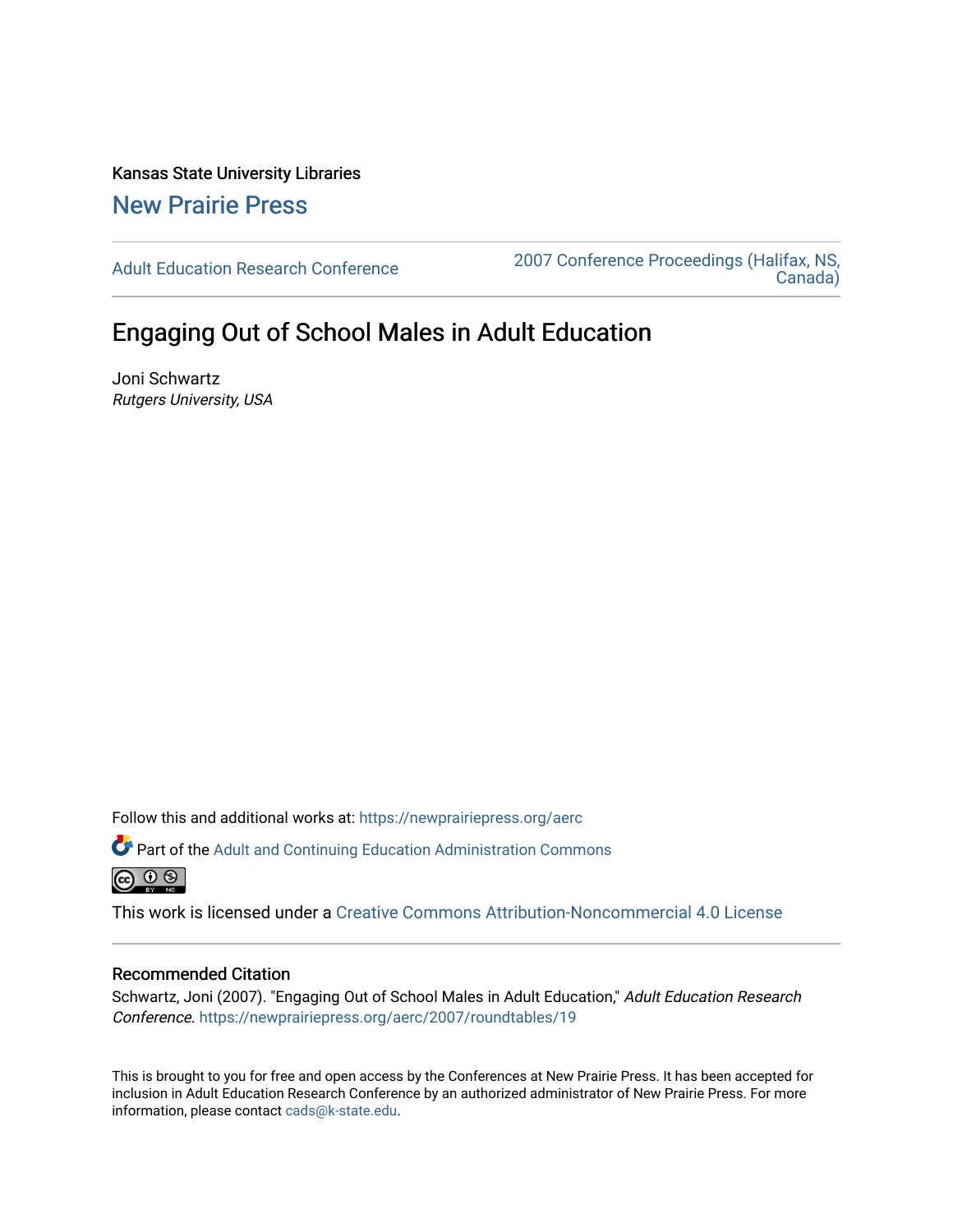Kansas State University Libraries

New Prairie Press

Adult Education Research Conference

2007 Conference Proceedings (Halifax, NS, Canada)

# Engaging Out of School Males in Adult Education

Joni Schwartz
*Rutgers University, USA*

Follow this and additional works at: https://newprairiepress.org/aerc

Part of the Adult and Continuing Education Administration Commons

This work is licensed under a Creative Commons Attribution-Noncommercial 4.0 License

## Recommended Citation

Schwartz, Joni (2007). "Engaging Out of School Males in Adult Education," *Adult Education Research Conference*. https://newprairiepress.org/aerc/2007/roundtables/19

This is brought to you for free and open access by the Conferences at New Prairie Press. It has been accepted for inclusion in Adult Education Research Conference by an authorized administrator of New Prairie Press. For more information, please contact cads@k-state.edu.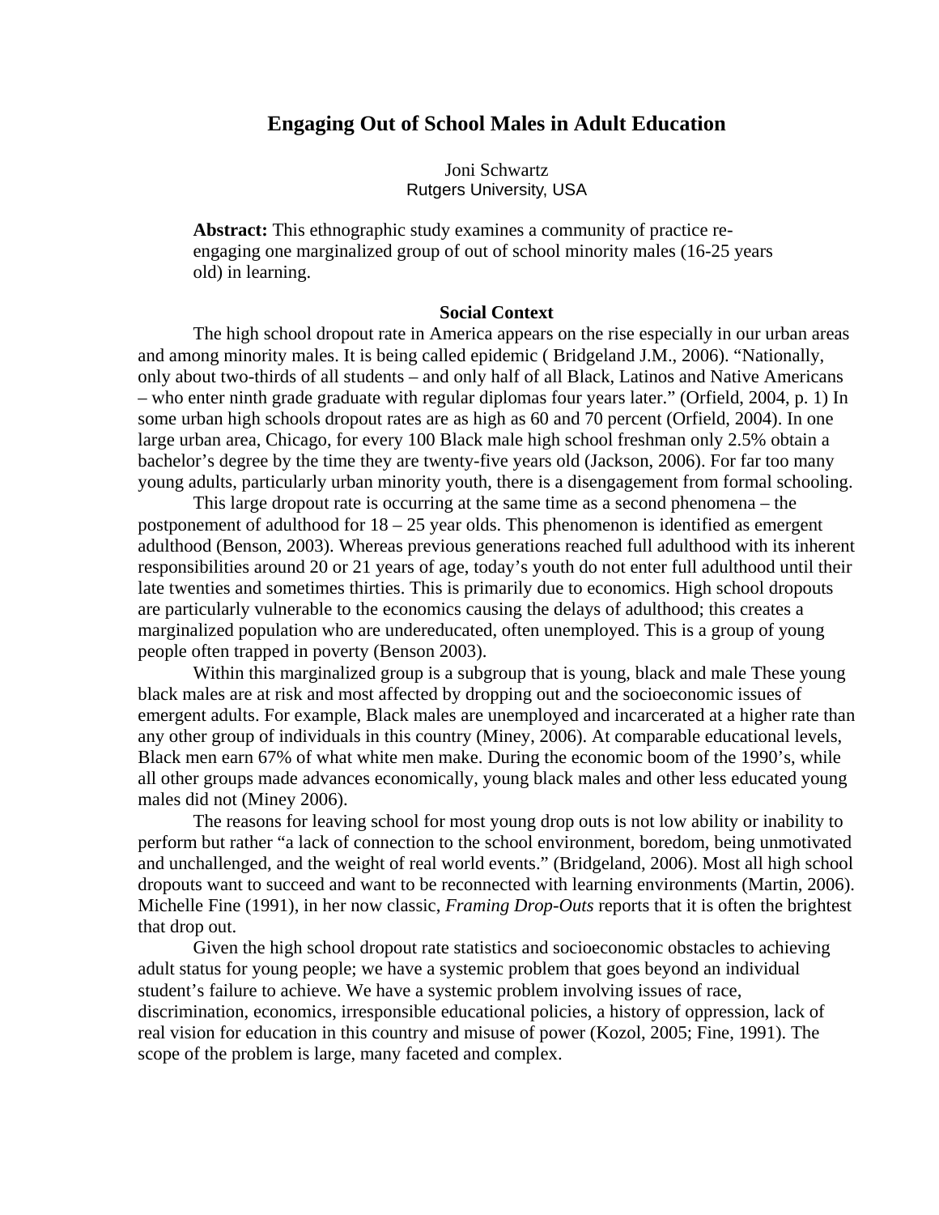# Engaging Out of School Males in Adult Education

Joni Schwartz
Rutgers University, USA

**Abstract:** This ethnographic study examines a community of practice re-engaging one marginalized group of out of school minority males (16-25 years old) in learning.

### Social Context

The high school dropout rate in America appears on the rise especially in our urban areas and among minority males. It is being called epidemic ( Bridgeland J.M., 2006). "Nationally, only about two-thirds of all students – and only half of all Black, Latinos and Native Americans – who enter ninth grade graduate with regular diplomas four years later." (Orfield, 2004, p. 1) In some urban high schools dropout rates are as high as 60 and 70 percent (Orfield, 2004). In one large urban area, Chicago, for every 100 Black male high school freshman only 2.5% obtain a bachelor's degree by the time they are twenty-five years old (Jackson, 2006). For far too many young adults, particularly urban minority youth, there is a disengagement from formal schooling.

This large dropout rate is occurring at the same time as a second phenomena – the postponement of adulthood for 18 – 25 year olds. This phenomenon is identified as emergent adulthood (Benson, 2003). Whereas previous generations reached full adulthood with its inherent responsibilities around 20 or 21 years of age, today's youth do not enter full adulthood until their late twenties and sometimes thirties. This is primarily due to economics. High school dropouts are particularly vulnerable to the economics causing the delays of adulthood; this creates a marginalized population who are undereducated, often unemployed. This is a group of young people often trapped in poverty (Benson 2003).

Within this marginalized group is a subgroup that is young, black and male These young black males are at risk and most affected by dropping out and the socioeconomic issues of emergent adults. For example, Black males are unemployed and incarcerated at a higher rate than any other group of individuals in this country (Miney, 2006). At comparable educational levels, Black men earn 67% of what white men make. During the economic boom of the 1990's, while all other groups made advances economically, young black males and other less educated young males did not (Miney 2006).

The reasons for leaving school for most young drop outs is not low ability or inability to perform but rather "a lack of connection to the school environment, boredom, being unmotivated and unchallenged, and the weight of real world events." (Bridgeland, 2006). Most all high school dropouts want to succeed and want to be reconnected with learning environments (Martin, 2006). Michelle Fine (1991), in her now classic, *Framing Drop-Outs* reports that it is often the brightest that drop out.

Given the high school dropout rate statistics and socioeconomic obstacles to achieving adult status for young people; we have a systemic problem that goes beyond an individual student's failure to achieve. We have a systemic problem involving issues of race, discrimination, economics, irresponsible educational policies, a history of oppression, lack of real vision for education in this country and misuse of power (Kozol, 2005; Fine, 1991). The scope of the problem is large, many faceted and complex.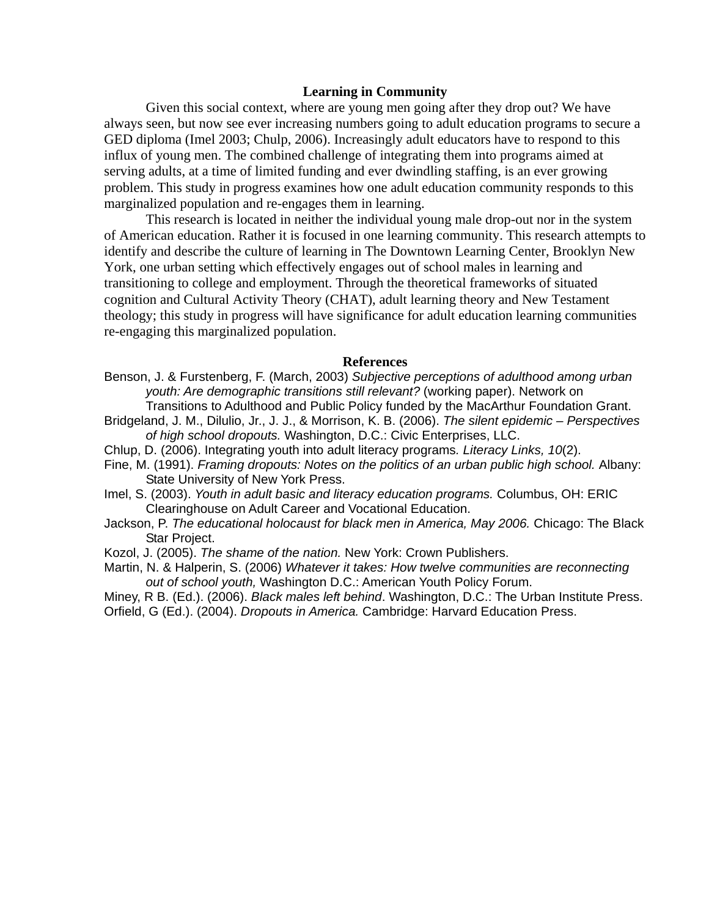## Learning in Community

Given this social context, where are young men going after they drop out? We have always seen, but now see ever increasing numbers going to adult education programs to secure a GED diploma (Imel 2003; Chulp, 2006). Increasingly adult educators have to respond to this influx of young men. The combined challenge of integrating them into programs aimed at serving adults, at a time of limited funding and ever dwindling staffing, is an ever growing problem. This study in progress examines how one adult education community responds to this marginalized population and re-engages them in learning.

This research is located in neither the individual young male drop-out nor in the system of American education. Rather it is focused in one learning community. This research attempts to identify and describe the culture of learning in The Downtown Learning Center, Brooklyn New York, one urban setting which effectively engages out of school males in learning and transitioning to college and employment. Through the theoretical frameworks of situated cognition and Cultural Activity Theory (CHAT), adult learning theory and New Testament theology; this study in progress will have significance for adult education learning communities re-engaging this marginalized population.

## References

Benson, J. & Furstenberg, F. (March, 2003) *Subjective perceptions of adulthood among urban youth: Are demographic transitions still relevant?* (working paper). Network on Transitions to Adulthood and Public Policy funded by the MacArthur Foundation Grant.

Bridgeland, J. M., Dilulio, Jr., J. J., & Morrison, K. B. (2006). *The silent epidemic – Perspectives of high school dropouts.* Washington, D.C.: Civic Enterprises, LLC.

Chlup, D. (2006). Integrating youth into adult literacy programs. *Literacy Links, 10*(2).

Fine, M. (1991). *Framing dropouts: Notes on the politics of an urban public high school.* Albany: State University of New York Press.

Imel, S. (2003). *Youth in adult basic and literacy education programs.* Columbus, OH: ERIC Clearinghouse on Adult Career and Vocational Education.

Jackson, P. *The educational holocaust for black men in America, May 2006.* Chicago: The Black Star Project.

Kozol, J. (2005). *The shame of the nation.* New York: Crown Publishers.

Martin, N. & Halperin, S. (2006) *Whatever it takes: How twelve communities are reconnecting out of school youth,* Washington D.C.: American Youth Policy Forum.

Miney, R B. (Ed.). (2006). *Black males left behind*. Washington, D.C.: The Urban Institute Press.

Orfield, G (Ed.). (2004). *Dropouts in America.* Cambridge: Harvard Education Press.